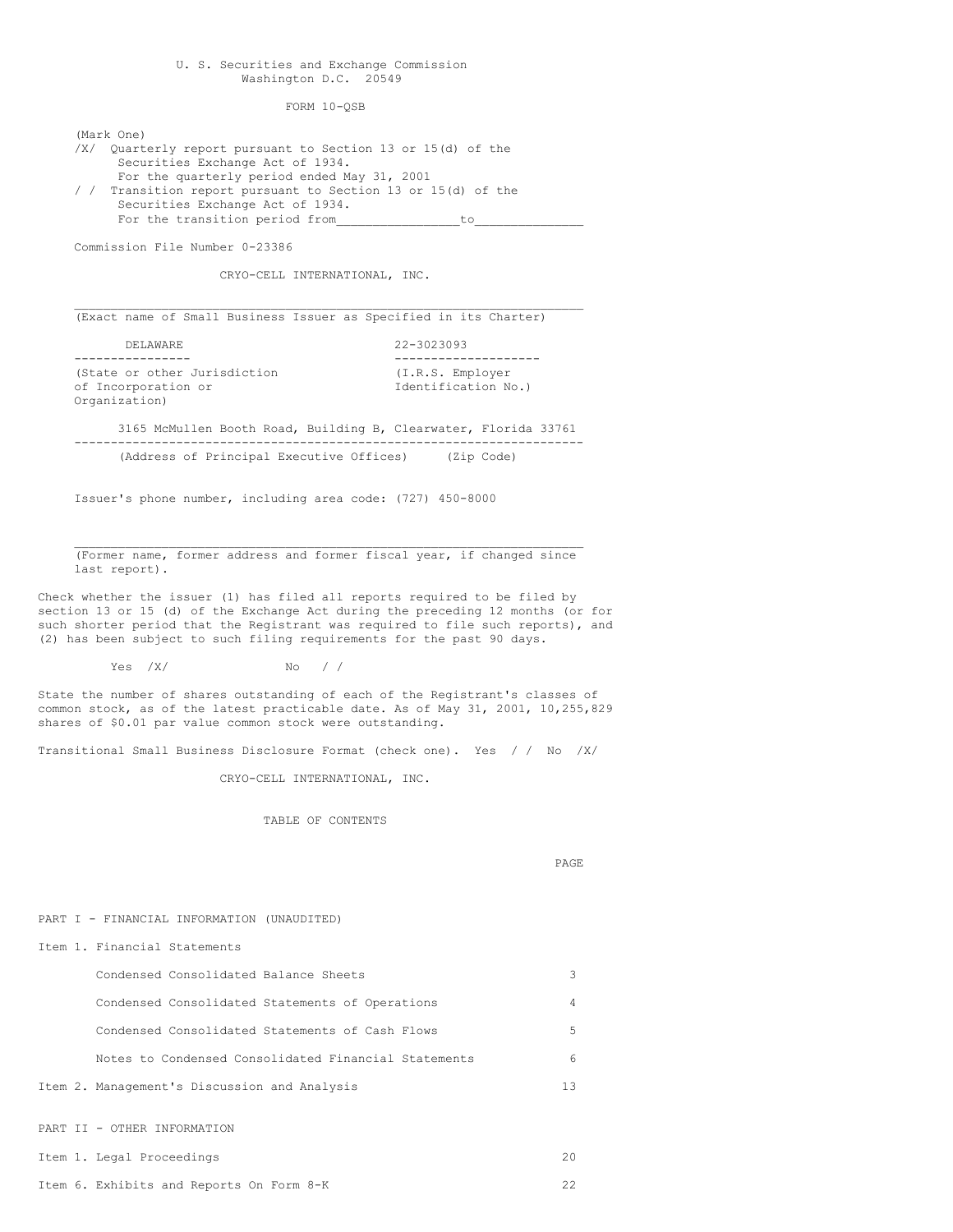U. S. Securities and Exchange Commission
Washington D.C. 20549

FORM 10-QSB

(Mark One)

/X/ Quarterly report pursuant to Section 13 or 15(d) of the Securities Exchange Act of 1934.
For the quarterly period ended May 31, 2001

/ / Transition report pursuant to Section 13 or 15(d) of the Securities Exchange Act of 1934.
For the transition period from________________to______________

Commission File Number 0-23386

CRYO-CELL INTERNATIONAL, INC.

_______________________________________________________________________
(Exact name of Small Business Issuer as Specified in its Charter)

| DELAWARE | 22-3023093 |
|---|---|
| (State or other Jurisdiction of Incorporation or Organization) | (I.R.S. Employer Identification No.) |

3165 McMullen Booth Road, Building B, Clearwater, Florida 33761
-----------------------------------------------------------------------
(Address of Principal Executive Offices) (Zip Code)

Issuer's phone number, including area code: (727) 450-8000

_______________________________________________________________________
(Former name, former address and former fiscal year, if changed since last report).

Check whether the issuer (1) has filed all reports required to be filed by section 13 or 15 (d) of the Exchange Act during the preceding 12 months (or for such shorter period that the Registrant was required to file such reports), and (2) has been subject to such filing requirements for the past 90 days.

Yes /X/ No / /

State the number of shares outstanding of each of the Registrant's classes of common stock, as of the latest practicable date. As of May 31, 2001, 10,255,829 shares of $0.01 par value common stock were outstanding.

Transitional Small Business Disclosure Format (check one). Yes / / No /X/

CRYO-CELL INTERNATIONAL, INC.

TABLE OF CONTENTS

| | PAGE |
|---|---|
| PART I - FINANCIAL INFORMATION (UNAUDITED) | |
| Item 1. Financial Statements | |
| Condensed Consolidated Balance Sheets | 3 |
| Condensed Consolidated Statements of Operations | 4 |
| Condensed Consolidated Statements of Cash Flows | 5 |
| Notes to Condensed Consolidated Financial Statements | 6 |
| Item 2. Management's Discussion and Analysis | 13 |
| PART II - OTHER INFORMATION | |
| Item 1. Legal Proceedings | 20 |
| Item 6. Exhibits and Reports On Form 8-K | 22 |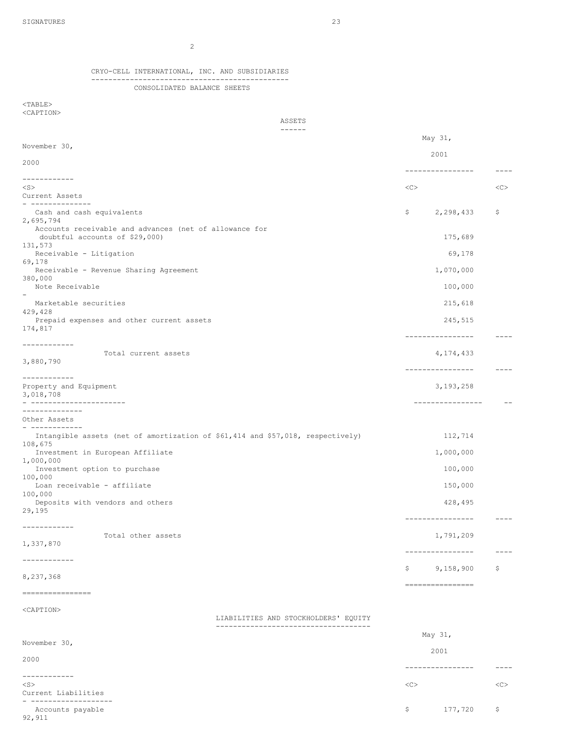SIGNATURES 23

# CRYO-CELL INTERNATIONAL, INC. AND SUBSIDIARIES

## CONSOLIDATED BALANCE SHEETS

### ASSETS

| | May 31, 2001 | November 30, 2000 |
|---|---|---|
| **Current Assets** | | |
| Cash and cash equivalents | $ 2,298,433 | $ 2,695,794 |
| Accounts receivable and advances (net of allowance for doubtful accounts of $29,000) | 175,689 | 131,573 |
| Receivable - Litigation | 69,178 | 69,178 |
| Receivable - Revenue Sharing Agreement | 1,070,000 | 380,000 |
| Note Receivable | 100,000 | - |
| Marketable securities | 215,618 | 429,428 |
| Prepaid expenses and other current assets | 245,515 | 174,817 |
| Total current assets | 4,174,433 | 3,880,790 |
| **Property and Equipment** | 3,193,258 | 3,018,708 |
| **Other Assets** | | |
| Intangible assets (net of amortization of $61,414 and $57,018, respectively) | 112,714 | 108,675 |
| Investment in European Affiliate | 1,000,000 | 1,000,000 |
| Investment option to purchase | 100,000 | 100,000 |
| Loan receivable - affiliate | 150,000 | 100,000 |
| Deposits with vendors and others | 428,495 | 29,195 |
| Total other assets | 1,791,209 | 1,337,870 |
| | $ 9,158,900 | $ 8,237,368 |

### LIABILITIES AND STOCKHOLDERS' EQUITY

| | May 31, 2001 | November 30, 2000 |
|---|---|---|
| **Current Liabilities** | | |
| Accounts payable | $ 177,720 | $ 92,911 |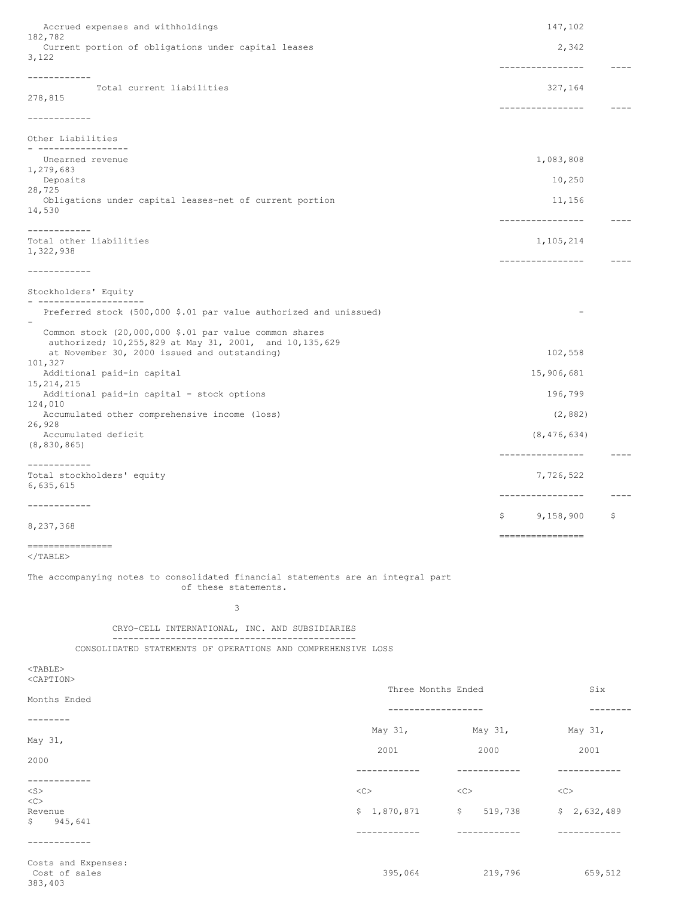| | May 31, 2001 | November 30, 2000 |
|---|---|---|
| Accrued expenses and withholdings | 147,102 | 182,782 |
| Current portion of obligations under capital leases | 2,342 | 3,122 |
| Total current liabilities | 327,164 | 278,815 |
| **Other Liabilities** | | |
| Unearned revenue | 1,083,808 | 1,279,683 |
| Deposits | 10,250 | 28,725 |
| Obligations under capital leases-net of current portion | 11,156 | 14,530 |
| Total other liabilities | 1,105,214 | 1,322,938 |
| **Stockholders' Equity** | | |
| Preferred stock (500,000 $.01 par value authorized and unissued) | - | - |
| Common stock (20,000,000 $.01 par value common shares authorized; 10,255,829 at May 31, 2001, and 10,135,629 at November 30, 2000 issued and outstanding) | 102,558 | 101,327 |
| Additional paid-in capital | 15,906,681 | 15,214,215 |
| Additional paid-in capital - stock options | 196,799 | 124,010 |
| Accumulated other comprehensive income (loss) | (2,882) | 26,928 |
| Accumulated deficit | (8,476,634) | (8,830,865) |
| Total stockholders' equity | 7,726,522 | 6,635,615 |
| | $ 9,158,900 | $ 8,237,368 |

The accompanying notes to consolidated financial statements are an integral part of these statements.

## CRYO-CELL INTERNATIONAL, INC. AND SUBSIDIARIES

### CONSOLIDATED STATEMENTS OF OPERATIONS AND COMPREHENSIVE LOSS

| | Three Months Ended | | Six Months Ended | |
|---|---|---|---|---|
| | May 31, 2001 | May 31, 2000 | May 31, 2001 | May 31, 2000 |
| Revenue | $ 1,870,871 | $ 519,738 | $ 2,632,489 | $ 945,641 |
| Costs and Expenses: | | | | |
| Cost of sales | 395,064 | 219,796 | 659,512 | 383,403 |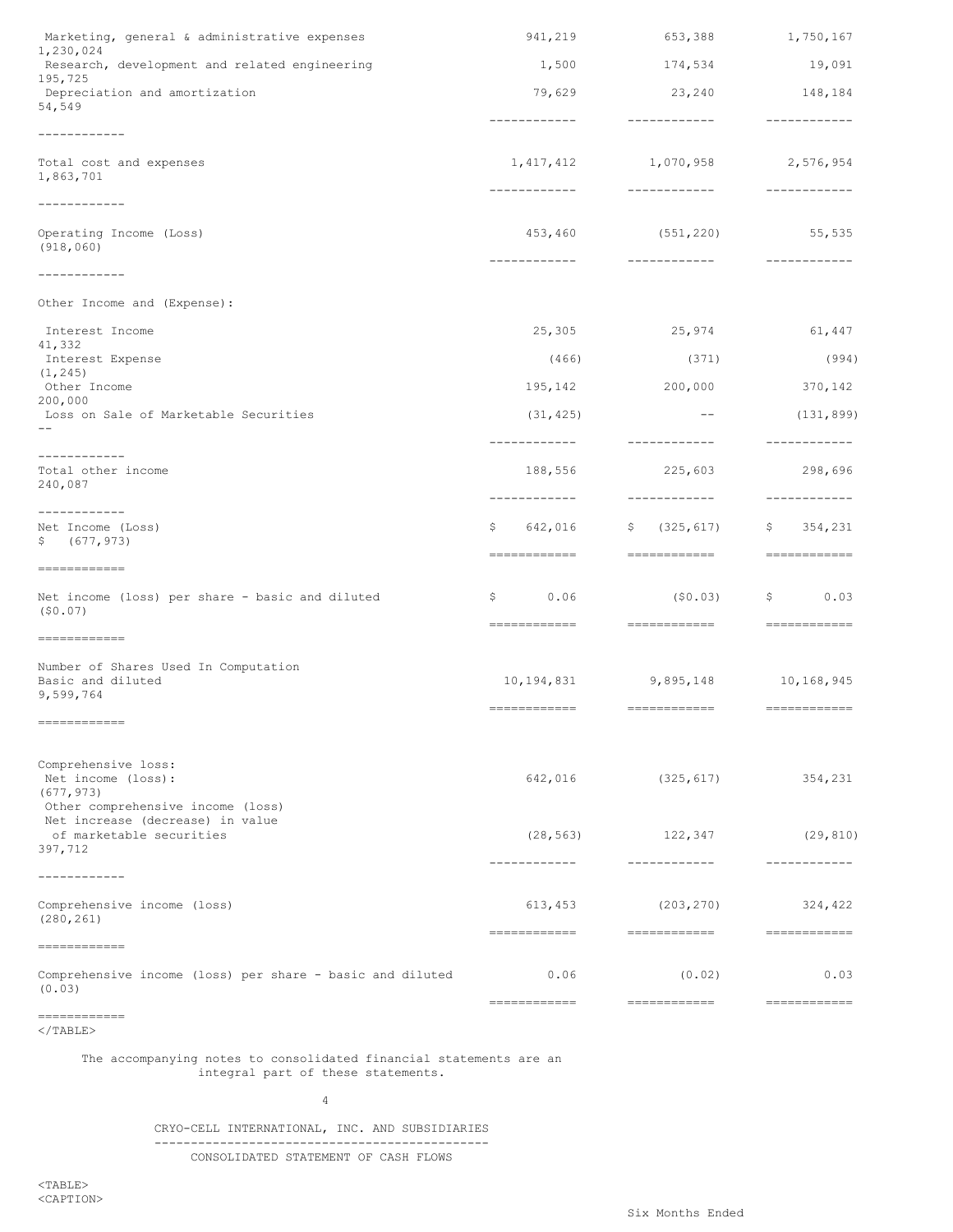| | | | | |
|---|---|---|---|---|
| Marketing, general & administrative expenses | 941,219 | 653,388 | 1,750,167 | 1,230,024 |
| Research, development and related engineering | 1,500 | 174,534 | 19,091 | 195,725 |
| Depreciation and amortization | 79,629 | 23,240 | 148,184 | 54,549 |
| Total cost and expenses | 1,417,412 | 1,070,958 | 2,576,954 | 1,863,701 |
| Operating Income (Loss) | 453,460 | (551,220) | 55,535 | (918,060) |
| Other Income and (Expense): | | | | |
| Interest Income | 25,305 | 25,974 | 61,447 | 41,332 |
| Interest Expense | (466) | (371) | (994) | (1,245) |
| Other Income | 195,142 | 200,000 | 370,142 | 200,000 |
| Loss on Sale of Marketable Securities | (31,425) | -- | (131,899) | -- |
| Total other income | 188,556 | 225,603 | 298,696 | 240,087 |
| Net Income (Loss) | $ 642,016 | $ (325,617) | $ 354,231 | $ (677,973) |
| Net income (loss) per share - basic and diluted | $ 0.06 | ($0.03) | $ 0.03 | ($0.07) |
| Number of Shares Used In Computation Basic and diluted | 10,194,831 | 9,895,148 | 10,168,945 | 9,599,764 |
| Comprehensive loss: | | | | |
| Net income (loss): | 642,016 | (325,617) | 354,231 | (677,973) |
| Other comprehensive income (loss) Net increase (decrease) in value of marketable securities | (28,563) | 122,347 | (29,810) | 397,712 |
| Comprehensive income (loss) | 613,453 | (203,270) | 324,422 | (280,261) |
| Comprehensive income (loss) per share - basic and diluted | 0.06 | (0.02) | 0.03 | (0.03) |

The accompanying notes to consolidated financial statements are an integral part of these statements.

CRYO-CELL INTERNATIONAL, INC. AND SUBSIDIARIES

CONSOLIDATED STATEMENT OF CASH FLOWS

Six Months Ended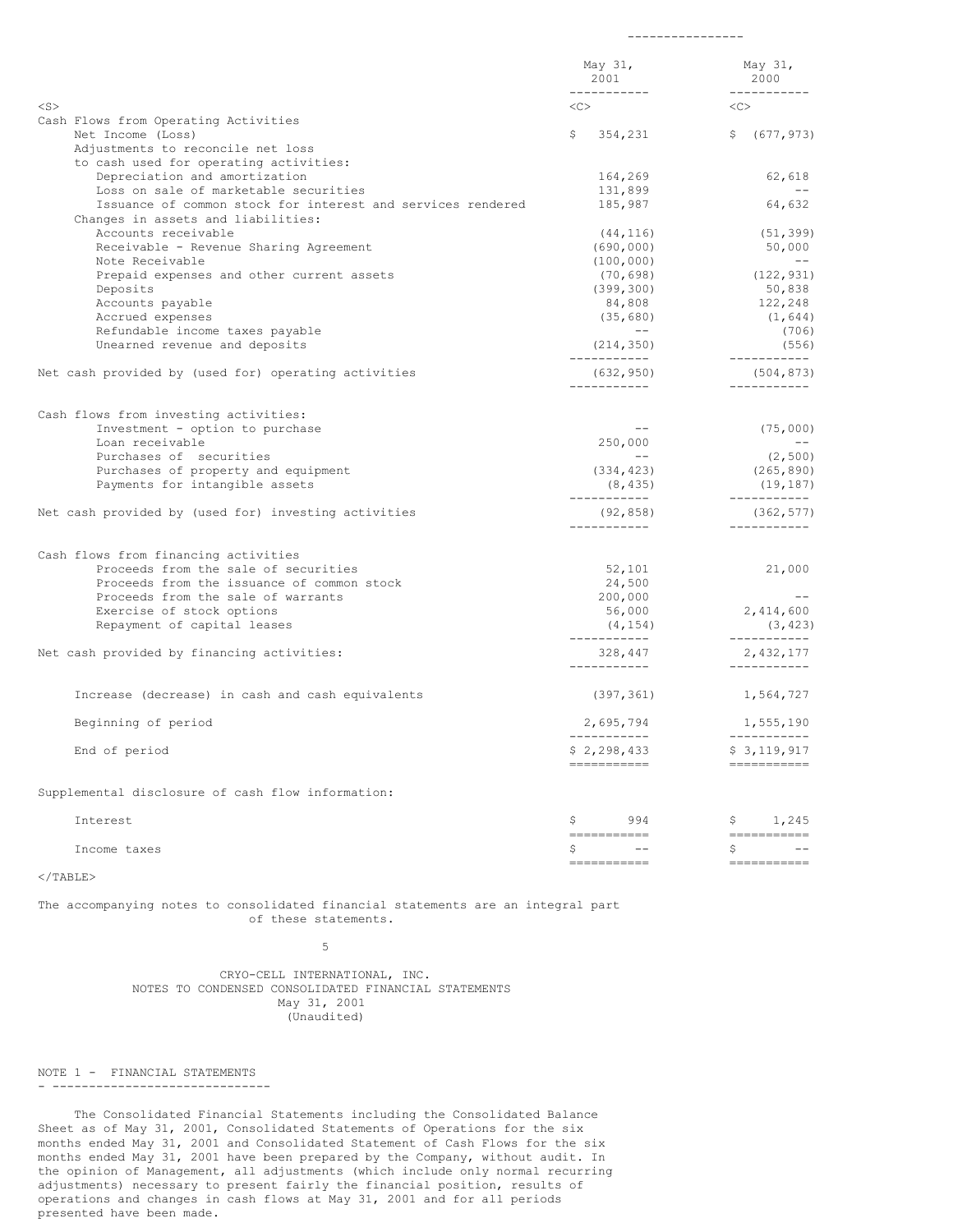| | May 31, 2001 | May 31, 2000 |
|---|---|---|
| Cash Flows from Operating Activities | | |
| Net Income (Loss) | $ 354,231 | $ (677,973) |
| Adjustments to reconcile net loss to cash used for operating activities: | | |
| Depreciation and amortization | 164,269 | 62,618 |
| Loss on sale of marketable securities | 131,899 | -- |
| Issuance of common stock for interest and services rendered | 185,987 | 64,632 |
| Changes in assets and liabilities: | | |
| Accounts receivable | (44,116) | (51,399) |
| Receivable - Revenue Sharing Agreement | (690,000) | 50,000 |
| Note Receivable | (100,000) | -- |
| Prepaid expenses and other current assets | (70,698) | (122,931) |
| Deposits | (399,300) | 50,838 |
| Accounts payable | 84,808 | 122,248 |
| Accrued expenses | (35,680) | (1,644) |
| Refundable income taxes payable | -- | (706) |
| Unearned revenue and deposits | (214,350) | (556) |
| Net cash provided by (used for) operating activities | (632,950) | (504,873) |
| Cash flows from investing activities: | | |
| Investment - option to purchase | -- | (75,000) |
| Loan receivable | 250,000 | -- |
| Purchases of securities | -- | (2,500) |
| Purchases of property and equipment | (334,423) | (265,890) |
| Payments for intangible assets | (8,435) | (19,187) |
| Net cash provided by (used for) investing activities | (92,858) | (362,577) |
| Cash flows from financing activities | | |
| Proceeds from the sale of securities | 52,101 | 21,000 |
| Proceeds from the issuance of common stock | 24,500 | |
| Proceeds from the sale of warrants | 200,000 | -- |
| Exercise of stock options | 56,000 | 2,414,600 |
| Repayment of capital leases | (4,154) | (3,423) |
| Net cash provided by financing activities: | 328,447 | 2,432,177 |
| Increase (decrease) in cash and cash equivalents | (397,361) | 1,564,727 |
| Beginning of period | 2,695,794 | 1,555,190 |
| End of period | $ 2,298,433 | $ 3,119,917 |
| Supplemental disclosure of cash flow information: | | |
| Interest | $ 994 | $ 1,245 |
| Income taxes | $ -- | $ -- |

The accompanying notes to consolidated financial statements are an integral part of these statements.

CRYO-CELL INTERNATIONAL, INC.
NOTES TO CONDENSED CONSOLIDATED FINANCIAL STATEMENTS
May 31, 2001
(Unaudited)

NOTE 1 - FINANCIAL STATEMENTS

The Consolidated Financial Statements including the Consolidated Balance Sheet as of May 31, 2001, Consolidated Statements of Operations for the six months ended May 31, 2001 and Consolidated Statement of Cash Flows for the six months ended May 31, 2001 have been prepared by the Company, without audit. In the opinion of Management, all adjustments (which include only normal recurring adjustments) necessary to present fairly the financial position, results of operations and changes in cash flows at May 31, 2001 and for all periods presented have been made.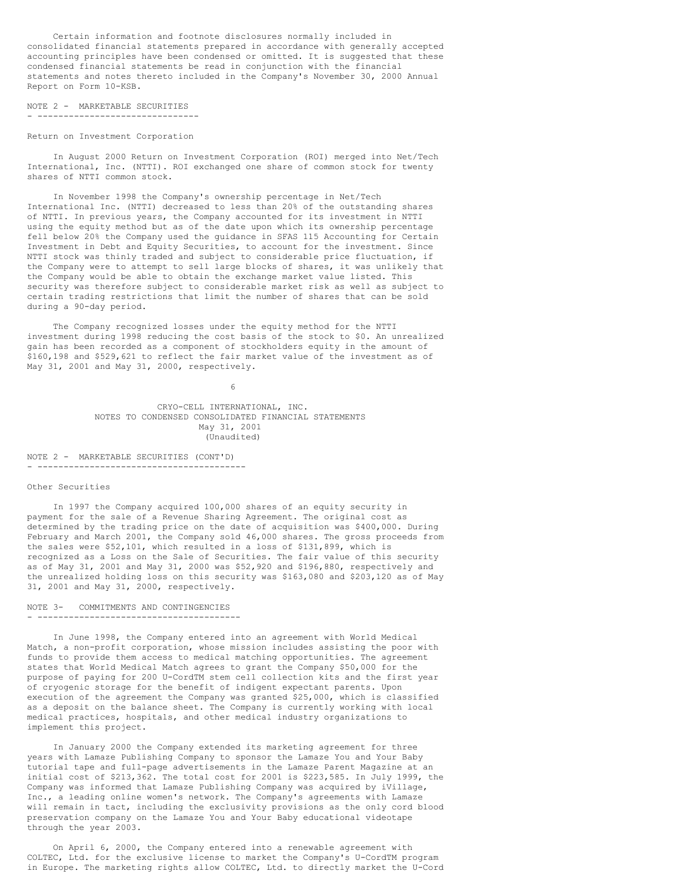Certain information and footnote disclosures normally included in consolidated financial statements prepared in accordance with generally accepted accounting principles have been condensed or omitted. It is suggested that these condensed financial statements be read in conjunction with the financial statements and notes thereto included in the Company's November 30, 2000 Annual Report on Form 10-KSB.

## NOTE 2 - MARKETABLE SECURITIES

### Return on Investment Corporation

In August 2000 Return on Investment Corporation (ROI) merged into Net/Tech International, Inc. (NTTI). ROI exchanged one share of common stock for twenty shares of NTTI common stock.

In November 1998 the Company's ownership percentage in Net/Tech International Inc. (NTTI) decreased to less than 20% of the outstanding shares of NTTI. In previous years, the Company accounted for its investment in NTTI using the equity method but as of the date upon which its ownership percentage fell below 20% the Company used the guidance in SFAS 115 Accounting for Certain Investment in Debt and Equity Securities, to account for the investment. Since NTTI stock was thinly traded and subject to considerable price fluctuation, if the Company were to attempt to sell large blocks of shares, it was unlikely that the Company would be able to obtain the exchange market value listed. This security was therefore subject to considerable market risk as well as subject to certain trading restrictions that limit the number of shares that can be sold during a 90-day period.

The Company recognized losses under the equity method for the NTTI investment during 1998 reducing the cost basis of the stock to $0. An unrealized gain has been recorded as a component of stockholders equity in the amount of $160,198 and $529,621 to reflect the fair market value of the investment as of May 31, 2001 and May 31, 2000, respectively.

CRYO-CELL INTERNATIONAL, INC.
NOTES TO CONDENSED CONSOLIDATED FINANCIAL STATEMENTS
May 31, 2001
(Unaudited)

## NOTE 2 - MARKETABLE SECURITIES (CONT'D)

### Other Securities

In 1997 the Company acquired 100,000 shares of an equity security in payment for the sale of a Revenue Sharing Agreement. The original cost as determined by the trading price on the date of acquisition was $400,000. During February and March 2001, the Company sold 46,000 shares. The gross proceeds from the sales were $52,101, which resulted in a loss of $131,899, which is recognized as a Loss on the Sale of Securities. The fair value of this security as of May 31, 2001 and May 31, 2000 was $52,920 and $196,880, respectively and the unrealized holding loss on this security was $163,080 and $203,120 as of May 31, 2001 and May 31, 2000, respectively.

## NOTE 3- COMMITMENTS AND CONTINGENCIES

In June 1998, the Company entered into an agreement with World Medical Match, a non-profit corporation, whose mission includes assisting the poor with funds to provide them access to medical matching opportunities. The agreement states that World Medical Match agrees to grant the Company $50,000 for the purpose of paying for 200 U-CordTM stem cell collection kits and the first year of cryogenic storage for the benefit of indigent expectant parents. Upon execution of the agreement the Company was granted $25,000, which is classified as a deposit on the balance sheet. The Company is currently working with local medical practices, hospitals, and other medical industry organizations to implement this project.

In January 2000 the Company extended its marketing agreement for three years with Lamaze Publishing Company to sponsor the Lamaze You and Your Baby tutorial tape and full-page advertisements in the Lamaze Parent Magazine at an initial cost of $213,362. The total cost for 2001 is $223,585. In July 1999, the Company was informed that Lamaze Publishing Company was acquired by iVillage, Inc., a leading online women's network. The Company's agreements with Lamaze will remain in tact, including the exclusivity provisions as the only cord blood preservation company on the Lamaze You and Your Baby educational videotape through the year 2003.

On April 6, 2000, the Company entered into a renewable agreement with COLTEC, Ltd. for the exclusive license to market the Company's U-CordTM program in Europe. The marketing rights allow COLTEC, Ltd. to directly market the U-Cord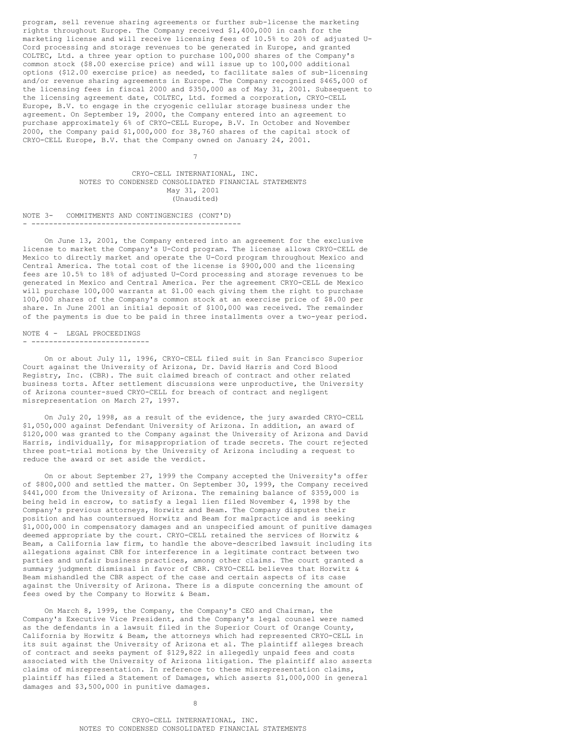program, sell revenue sharing agreements or further sub-license the marketing rights throughout Europe. The Company received $1,400,000 in cash for the marketing license and will receive licensing fees of 10.5% to 20% of adjusted U-Cord processing and storage revenues to be generated in Europe, and granted COLTEC, Ltd. a three year option to purchase 100,000 shares of the Company's common stock ($8.00 exercise price) and will issue up to 100,000 additional options ($12.00 exercise price) as needed, to facilitate sales of sub-licensing and/or revenue sharing agreements in Europe. The Company recognized $465,000 of the licensing fees in fiscal 2000 and $350,000 as of May 31, 2001. Subsequent to the licensing agreement date, COLTEC, Ltd. formed a corporation, CRYO-CELL Europe, B.V. to engage in the cryogenic cellular storage business under the agreement. On September 19, 2000, the Company entered into an agreement to purchase approximately 6% of CRYO-CELL Europe, B.V. In October and November 2000, the Company paid $1,000,000 for 38,760 shares of the capital stock of CRYO-CELL Europe, B.V. that the Company owned on January 24, 2001.

CRYO-CELL INTERNATIONAL, INC.
NOTES TO CONDENSED CONSOLIDATED FINANCIAL STATEMENTS
May 31, 2001
(Unaudited)

## NOTE 3- COMMITMENTS AND CONTINGENCIES (CONT'D)

On June 13, 2001, the Company entered into an agreement for the exclusive license to market the Company's U-Cord program. The license allows CRYO-CELL de Mexico to directly market and operate the U-Cord program throughout Mexico and Central America. The total cost of the license is $900,000 and the licensing fees are 10.5% to 18% of adjusted U-Cord processing and storage revenues to be generated in Mexico and Central America. Per the agreement CRYO-CELL de Mexico will purchase 100,000 warrants at $1.00 each giving them the right to purchase 100,000 shares of the Company's common stock at an exercise price of $8.00 per share. In June 2001 an initial deposit of $100,000 was received. The remainder of the payments is due to be paid in three installments over a two-year period.

## NOTE 4 - LEGAL PROCEEDINGS

On or about July 11, 1996, CRYO-CELL filed suit in San Francisco Superior Court against the University of Arizona, Dr. David Harris and Cord Blood Registry, Inc. (CBR). The suit claimed breach of contract and other related business torts. After settlement discussions were unproductive, the University of Arizona counter-sued CRYO-CELL for breach of contract and negligent misrepresentation on March 27, 1997.

On July 20, 1998, as a result of the evidence, the jury awarded CRYO-CELL $1,050,000 against Defendant University of Arizona. In addition, an award of $120,000 was granted to the Company against the University of Arizona and David Harris, individually, for misappropriation of trade secrets. The court rejected three post-trial motions by the University of Arizona including a request to reduce the award or set aside the verdict.

On or about September 27, 1999 the Company accepted the University's offer of $800,000 and settled the matter. On September 30, 1999, the Company received $441,000 from the University of Arizona. The remaining balance of $359,000 is being held in escrow, to satisfy a legal lien filed November 4, 1998 by the Company's previous attorneys, Horwitz and Beam. The Company disputes their position and has countersued Horwitz and Beam for malpractice and is seeking $1,000,000 in compensatory damages and an unspecified amount of punitive damages deemed appropriate by the court. CRYO-CELL retained the services of Horwitz & Beam, a California law firm, to handle the above-described lawsuit including its allegations against CBR for interference in a legitimate contract between two parties and unfair business practices, among other claims. The court granted a summary judgment dismissal in favor of CBR. CRYO-CELL believes that Horwitz & Beam mishandled the CBR aspect of the case and certain aspects of its case against the University of Arizona. There is a dispute concerning the amount of fees owed by the Company to Horwitz & Beam.

On March 8, 1999, the Company, the Company's CEO and Chairman, the Company's Executive Vice President, and the Company's legal counsel were named as the defendants in a lawsuit filed in the Superior Court of Orange County, California by Horwitz & Beam, the attorneys which had represented CRYO-CELL in its suit against the University of Arizona et al. The plaintiff alleges breach of contract and seeks payment of $129,822 in allegedly unpaid fees and costs associated with the University of Arizona litigation. The plaintiff also asserts claims of misrepresentation. In reference to these misrepresentation claims, plaintiff has filed a Statement of Damages, which asserts $1,000,000 in general damages and $3,500,000 in punitive damages.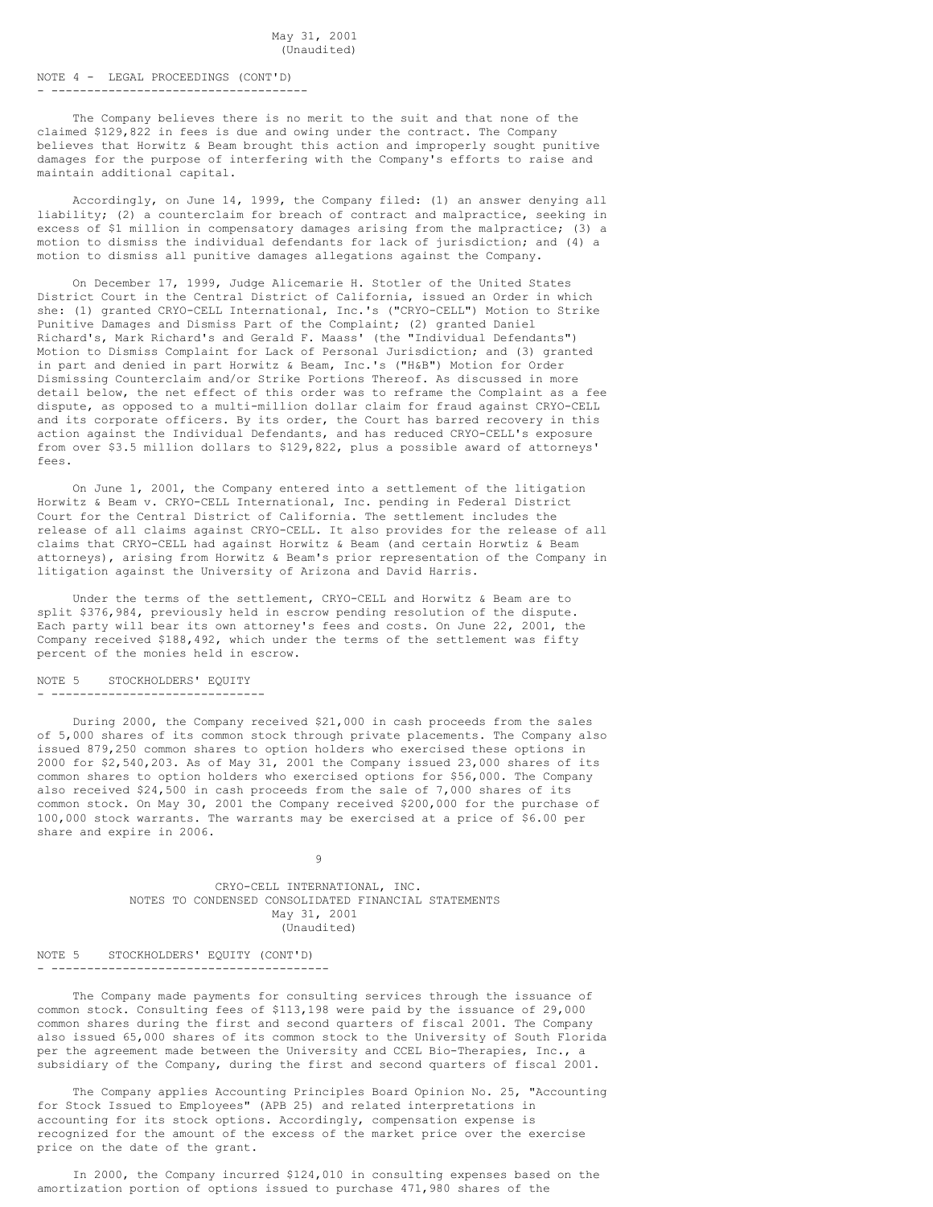## NOTE 4 - LEGAL PROCEEDINGS (CONT'D)

The Company believes there is no merit to the suit and that none of the claimed $129,822 in fees is due and owing under the contract. The Company believes that Horwitz & Beam brought this action and improperly sought punitive damages for the purpose of interfering with the Company's efforts to raise and maintain additional capital.

Accordingly, on June 14, 1999, the Company filed: (1) an answer denying all liability; (2) a counterclaim for breach of contract and malpractice, seeking in excess of $1 million in compensatory damages arising from the malpractice; (3) a motion to dismiss the individual defendants for lack of jurisdiction; and (4) a motion to dismiss all punitive damages allegations against the Company.

On December 17, 1999, Judge Alicemarie H. Stotler of the United States District Court in the Central District of California, issued an Order in which she: (1) granted CRYO-CELL International, Inc.'s ("CRYO-CELL") Motion to Strike Punitive Damages and Dismiss Part of the Complaint; (2) granted Daniel Richard's, Mark Richard's and Gerald F. Maass' (the "Individual Defendants") Motion to Dismiss Complaint for Lack of Personal Jurisdiction; and (3) granted in part and denied in part Horwitz & Beam, Inc.'s ("H&B") Motion for Order Dismissing Counterclaim and/or Strike Portions Thereof. As discussed in more detail below, the net effect of this order was to reframe the Complaint as a fee dispute, as opposed to a multi-million dollar claim for fraud against CRYO-CELL and its corporate officers. By its order, the Court has barred recovery in this action against the Individual Defendants, and has reduced CRYO-CELL's exposure from over $3.5 million dollars to $129,822, plus a possible award of attorneys' fees.

On June 1, 2001, the Company entered into a settlement of the litigation Horwitz & Beam v. CRYO-CELL International, Inc. pending in Federal District Court for the Central District of California. The settlement includes the release of all claims against CRYO-CELL. It also provides for the release of all claims that CRYO-CELL had against Horwitz & Beam (and certain Horwtiz & Beam attorneys), arising from Horwitz & Beam's prior representation of the Company in litigation against the University of Arizona and David Harris.

Under the terms of the settlement, CRYO-CELL and Horwitz & Beam are to split $376,984, previously held in escrow pending resolution of the dispute. Each party will bear its own attorney's fees and costs. On June 22, 2001, the Company received $188,492, which under the terms of the settlement was fifty percent of the monies held in escrow.

## NOTE 5 STOCKHOLDERS' EQUITY

During 2000, the Company received $21,000 in cash proceeds from the sales of 5,000 shares of its common stock through private placements. The Company also issued 879,250 common shares to option holders who exercised these options in 2000 for $2,540,203. As of May 31, 2001 the Company issued 23,000 shares of its common shares to option holders who exercised options for $56,000. The Company also received $24,500 in cash proceeds from the sale of 7,000 shares of its common stock. On May 30, 2001 the Company received $200,000 for the purchase of 100,000 stock warrants. The warrants may be exercised at a price of $6.00 per share and expire in 2006.

CRYO-CELL INTERNATIONAL, INC.
NOTES TO CONDENSED CONSOLIDATED FINANCIAL STATEMENTS
May 31, 2001
(Unaudited)

## NOTE 5 STOCKHOLDERS' EQUITY (CONT'D)

The Company made payments for consulting services through the issuance of common stock. Consulting fees of $113,198 were paid by the issuance of 29,000 common shares during the first and second quarters of fiscal 2001. The Company also issued 65,000 shares of its common stock to the University of South Florida per the agreement made between the University and CCEL Bio-Therapies, Inc., a subsidiary of the Company, during the first and second quarters of fiscal 2001.

The Company applies Accounting Principles Board Opinion No. 25, "Accounting for Stock Issued to Employees" (APB 25) and related interpretations in accounting for its stock options. Accordingly, compensation expense is recognized for the amount of the excess of the market price over the exercise price on the date of the grant.

In 2000, the Company incurred $124,010 in consulting expenses based on the amortization portion of options issued to purchase 471,980 shares of the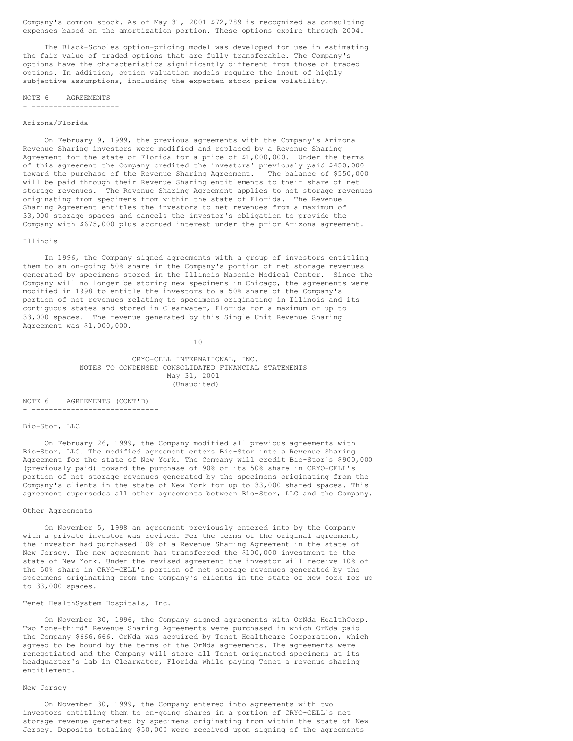Company's common stock. As of May 31, 2001 $72,789 is recognized as consulting expenses based on the amortization portion. These options expire through 2004.

The Black-Scholes option-pricing model was developed for use in estimating the fair value of traded options that are fully transferable. The Company's options have the characteristics significantly different from those of traded options. In addition, option valuation models require the input of highly subjective assumptions, including the expected stock price volatility.

## NOTE 6 AGREEMENTS

### Arizona/Florida

On February 9, 1999, the previous agreements with the Company's Arizona Revenue Sharing investors were modified and replaced by a Revenue Sharing Agreement for the state of Florida for a price of $1,000,000. Under the terms of this agreement the Company credited the investors' previously paid $450,000 toward the purchase of the Revenue Sharing Agreement. The balance of $550,000 will be paid through their Revenue Sharing entitlements to their share of net storage revenues. The Revenue Sharing Agreement applies to net storage revenues originating from specimens from within the state of Florida. The Revenue Sharing Agreement entitles the investors to net revenues from a maximum of 33,000 storage spaces and cancels the investor's obligation to provide the Company with $675,000 plus accrued interest under the prior Arizona agreement.

### Illinois

In 1996, the Company signed agreements with a group of investors entitling them to an on-going 50% share in the Company's portion of net storage revenues generated by specimens stored in the Illinois Masonic Medical Center. Since the Company will no longer be storing new specimens in Chicago, the agreements were modified in 1998 to entitle the investors to a 50% share of the Company's portion of net revenues relating to specimens originating in Illinois and its contiguous states and stored in Clearwater, Florida for a maximum of up to 33,000 spaces. The revenue generated by this Single Unit Revenue Sharing Agreement was $1,000,000.

CRYO-CELL INTERNATIONAL, INC.
NOTES TO CONDENSED CONSOLIDATED FINANCIAL STATEMENTS
May 31, 2001
(Unaudited)

## NOTE 6 AGREEMENTS (CONT'D)

### Bio-Stor, LLC

On February 26, 1999, the Company modified all previous agreements with Bio-Stor, LLC. The modified agreement enters Bio-Stor into a Revenue Sharing Agreement for the state of New York. The Company will credit Bio-Stor's $900,000 (previously paid) toward the purchase of 90% of its 50% share in CRYO-CELL's portion of net storage revenues generated by the specimens originating from the Company's clients in the state of New York for up to 33,000 shared spaces. This agreement supersedes all other agreements between Bio-Stor, LLC and the Company.

### Other Agreements

On November 5, 1998 an agreement previously entered into by the Company with a private investor was revised. Per the terms of the original agreement, the investor had purchased 10% of a Revenue Sharing Agreement in the state of New Jersey. The new agreement has transferred the $100,000 investment to the state of New York. Under the revised agreement the investor will receive 10% of the 50% share in CRYO-CELL's portion of net storage revenues generated by the specimens originating from the Company's clients in the state of New York for up to 33,000 spaces.

### Tenet HealthSystem Hospitals, Inc.

On November 30, 1996, the Company signed agreements with OrNda HealthCorp. Two "one-third" Revenue Sharing Agreements were purchased in which OrNda paid the Company $666,666. OrNda was acquired by Tenet Healthcare Corporation, which agreed to be bound by the terms of the OrNda agreements. The agreements were renegotiated and the Company will store all Tenet originated specimens at its headquarter's lab in Clearwater, Florida while paying Tenet a revenue sharing entitlement.

### New Jersey

On November 30, 1999, the Company entered into agreements with two investors entitling them to on-going shares in a portion of CRYO-CELL's net storage revenue generated by specimens originating from within the state of New Jersey. Deposits totaling $50,000 were received upon signing of the agreements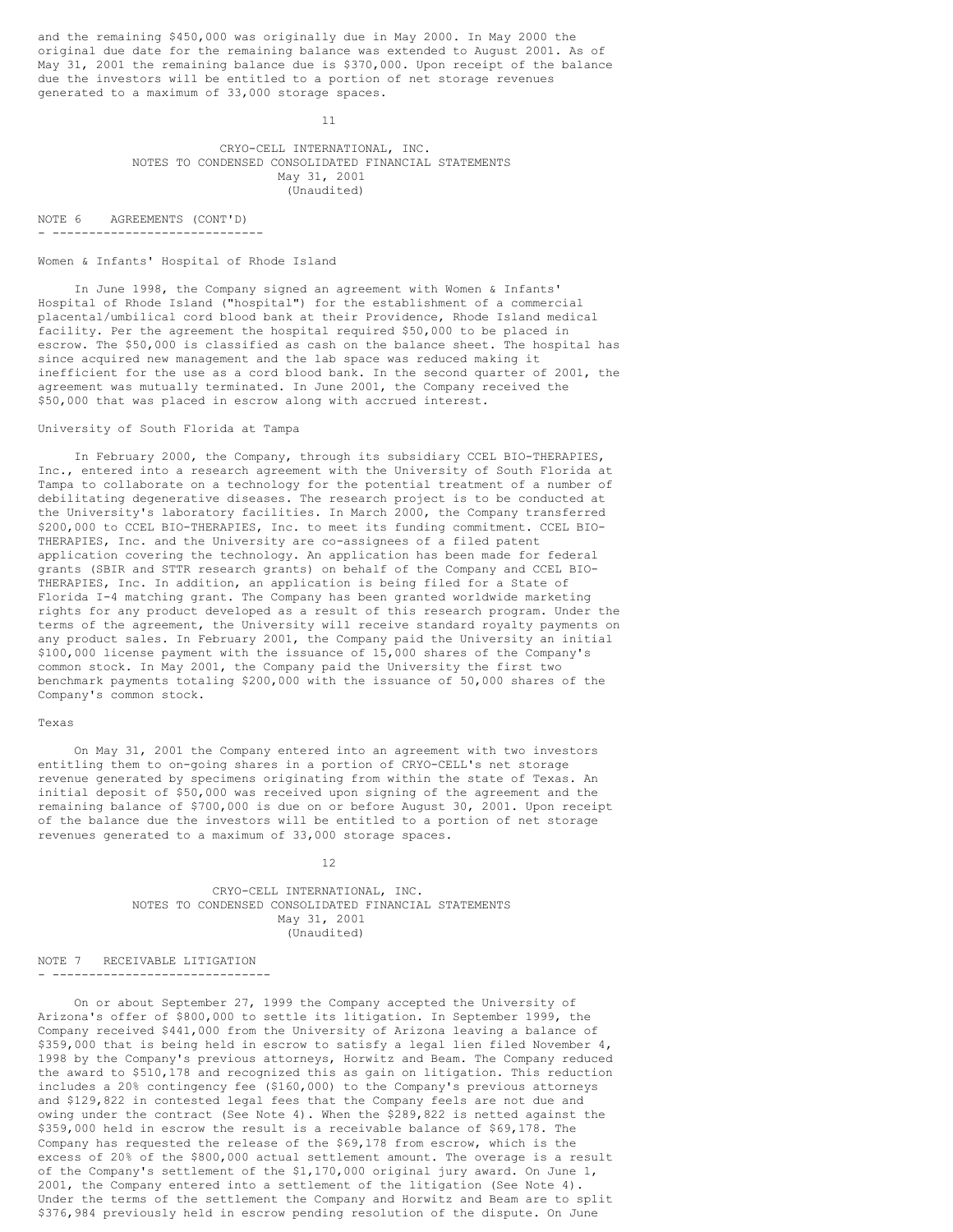and the remaining $450,000 was originally due in May 2000. In May 2000 the original due date for the remaining balance was extended to August 2001. As of May 31, 2001 the remaining balance due is $370,000. Upon receipt of the balance due the investors will be entitled to a portion of net storage revenues generated to a maximum of 33,000 storage spaces.

CRYO-CELL INTERNATIONAL, INC.
NOTES TO CONDENSED CONSOLIDATED FINANCIAL STATEMENTS
May 31, 2001
(Unaudited)

## NOTE 6 AGREEMENTS (CONT'D)

### Women & Infants' Hospital of Rhode Island

In June 1998, the Company signed an agreement with Women & Infants' Hospital of Rhode Island ("hospital") for the establishment of a commercial placental/umbilical cord blood bank at their Providence, Rhode Island medical facility. Per the agreement the hospital required $50,000 to be placed in escrow. The $50,000 is classified as cash on the balance sheet. The hospital has since acquired new management and the lab space was reduced making it inefficient for the use as a cord blood bank. In the second quarter of 2001, the agreement was mutually terminated. In June 2001, the Company received the $50,000 that was placed in escrow along with accrued interest.

### University of South Florida at Tampa

In February 2000, the Company, through its subsidiary CCEL BIO-THERAPIES, Inc., entered into a research agreement with the University of South Florida at Tampa to collaborate on a technology for the potential treatment of a number of debilitating degenerative diseases. The research project is to be conducted at the University's laboratory facilities. In March 2000, the Company transferred $200,000 to CCEL BIO-THERAPIES, Inc. to meet its funding commitment. CCEL BIO-THERAPIES, Inc. and the University are co-assignees of a filed patent application covering the technology. An application has been made for federal grants (SBIR and STTR research grants) on behalf of the Company and CCEL BIO-THERAPIES, Inc. In addition, an application is being filed for a State of Florida I-4 matching grant. The Company has been granted worldwide marketing rights for any product developed as a result of this research program. Under the terms of the agreement, the University will receive standard royalty payments on any product sales. In February 2001, the Company paid the University an initial $100,000 license payment with the issuance of 15,000 shares of the Company's common stock. In May 2001, the Company paid the University the first two benchmark payments totaling $200,000 with the issuance of 50,000 shares of the Company's common stock.

### Texas

On May 31, 2001 the Company entered into an agreement with two investors entitling them to on-going shares in a portion of CRYO-CELL's net storage revenue generated by specimens originating from within the state of Texas. An initial deposit of $50,000 was received upon signing of the agreement and the remaining balance of $700,000 is due on or before August 30, 2001. Upon receipt of the balance due the investors will be entitled to a portion of net storage revenues generated to a maximum of 33,000 storage spaces.

CRYO-CELL INTERNATIONAL, INC.
NOTES TO CONDENSED CONSOLIDATED FINANCIAL STATEMENTS
May 31, 2001
(Unaudited)

## NOTE 7 RECEIVABLE LITIGATION

On or about September 27, 1999 the Company accepted the University of Arizona's offer of $800,000 to settle its litigation. In September 1999, the Company received $441,000 from the University of Arizona leaving a balance of $359,000 that is being held in escrow to satisfy a legal lien filed November 4, 1998 by the Company's previous attorneys, Horwitz and Beam. The Company reduced the award to $510,178 and recognized this as gain on litigation. This reduction includes a 20% contingency fee ($160,000) to the Company's previous attorneys and $129,822 in contested legal fees that the Company feels are not due and owing under the contract (See Note 4). When the $289,822 is netted against the $359,000 held in escrow the result is a receivable balance of $69,178. The Company has requested the release of the $69,178 from escrow, which is the excess of 20% of the $800,000 actual settlement amount. The overage is a result of the Company's settlement of the $1,170,000 original jury award. On June 1, 2001, the Company entered into a settlement of the litigation (See Note 4). Under the terms of the settlement the Company and Horwitz and Beam are to split $376,984 previously held in escrow pending resolution of the dispute. On June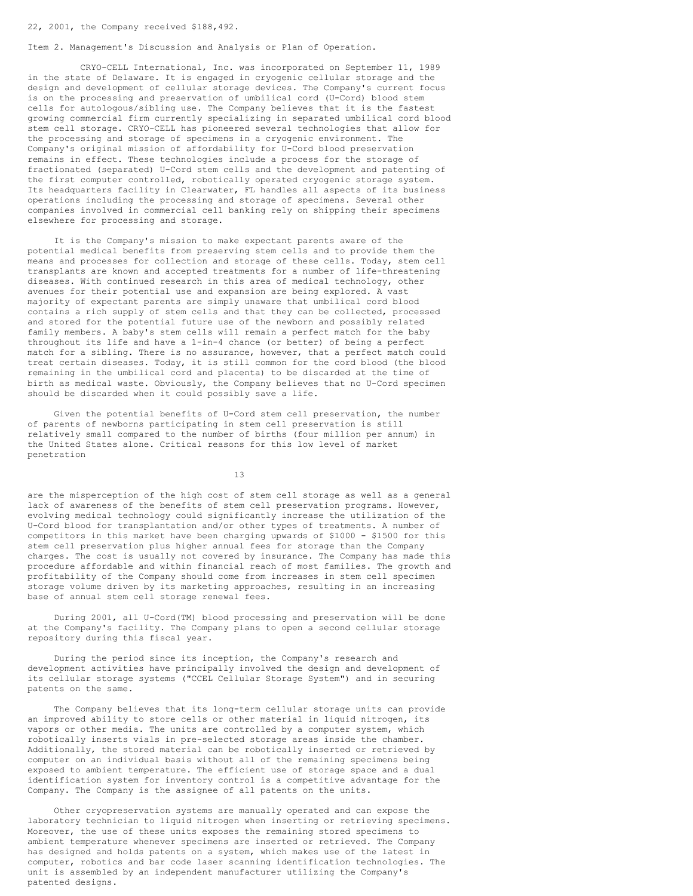22, 2001, the Company received $188,492.

Item 2. Management's Discussion and Analysis or Plan of Operation.

CRYO-CELL International, Inc. was incorporated on September 11, 1989 in the state of Delaware. It is engaged in cryogenic cellular storage and the design and development of cellular storage devices. The Company's current focus is on the processing and preservation of umbilical cord (U-Cord) blood stem cells for autologous/sibling use. The Company believes that it is the fastest growing commercial firm currently specializing in separated umbilical cord blood stem cell storage. CRYO-CELL has pioneered several technologies that allow for the processing and storage of specimens in a cryogenic environment. The Company's original mission of affordability for U-Cord blood preservation remains in effect. These technologies include a process for the storage of fractionated (separated) U-Cord stem cells and the development and patenting of the first computer controlled, robotically operated cryogenic storage system. Its headquarters facility in Clearwater, FL handles all aspects of its business operations including the processing and storage of specimens. Several other companies involved in commercial cell banking rely on shipping their specimens elsewhere for processing and storage.

It is the Company's mission to make expectant parents aware of the potential medical benefits from preserving stem cells and to provide them the means and processes for collection and storage of these cells. Today, stem cell transplants are known and accepted treatments for a number of life-threatening diseases. With continued research in this area of medical technology, other avenues for their potential use and expansion are being explored. A vast majority of expectant parents are simply unaware that umbilical cord blood contains a rich supply of stem cells and that they can be collected, processed and stored for the potential future use of the newborn and possibly related family members. A baby's stem cells will remain a perfect match for the baby throughout its life and have a 1-in-4 chance (or better) of being a perfect match for a sibling. There is no assurance, however, that a perfect match could treat certain diseases. Today, it is still common for the cord blood (the blood remaining in the umbilical cord and placenta) to be discarded at the time of birth as medical waste. Obviously, the Company believes that no U-Cord specimen should be discarded when it could possibly save a life.

Given the potential benefits of U-Cord stem cell preservation, the number of parents of newborns participating in stem cell preservation is still relatively small compared to the number of births (four million per annum) in the United States alone. Critical reasons for this low level of market penetration are the misperception of the high cost of stem cell storage as well as a general lack of awareness of the benefits of stem cell preservation programs. However, evolving medical technology could significantly increase the utilization of the U-Cord blood for transplantation and/or other types of treatments. A number of competitors in this market have been charging upwards of $1000 - $1500 for this stem cell preservation plus higher annual fees for storage than the Company charges. The cost is usually not covered by insurance. The Company has made this procedure affordable and within financial reach of most families. The growth and profitability of the Company should come from increases in stem cell specimen storage volume driven by its marketing approaches, resulting in an increasing base of annual stem cell storage renewal fees.

During 2001, all U-Cord(TM) blood processing and preservation will be done at the Company's facility. The Company plans to open a second cellular storage repository during this fiscal year.

During the period since its inception, the Company's research and development activities have principally involved the design and development of its cellular storage systems ("CCEL Cellular Storage System") and in securing patents on the same.

The Company believes that its long-term cellular storage units can provide an improved ability to store cells or other material in liquid nitrogen, its vapors or other media. The units are controlled by a computer system, which robotically inserts vials in pre-selected storage areas inside the chamber. Additionally, the stored material can be robotically inserted or retrieved by computer on an individual basis without all of the remaining specimens being exposed to ambient temperature. The efficient use of storage space and a dual identification system for inventory control is a competitive advantage for the Company. The Company is the assignee of all patents on the units.

Other cryopreservation systems are manually operated and can expose the laboratory technician to liquid nitrogen when inserting or retrieving specimens. Moreover, the use of these units exposes the remaining stored specimens to ambient temperature whenever specimens are inserted or retrieved. The Company has designed and holds patents on a system, which makes use of the latest in computer, robotics and bar code laser scanning identification technologies. The unit is assembled by an independent manufacturer utilizing the Company's patented designs.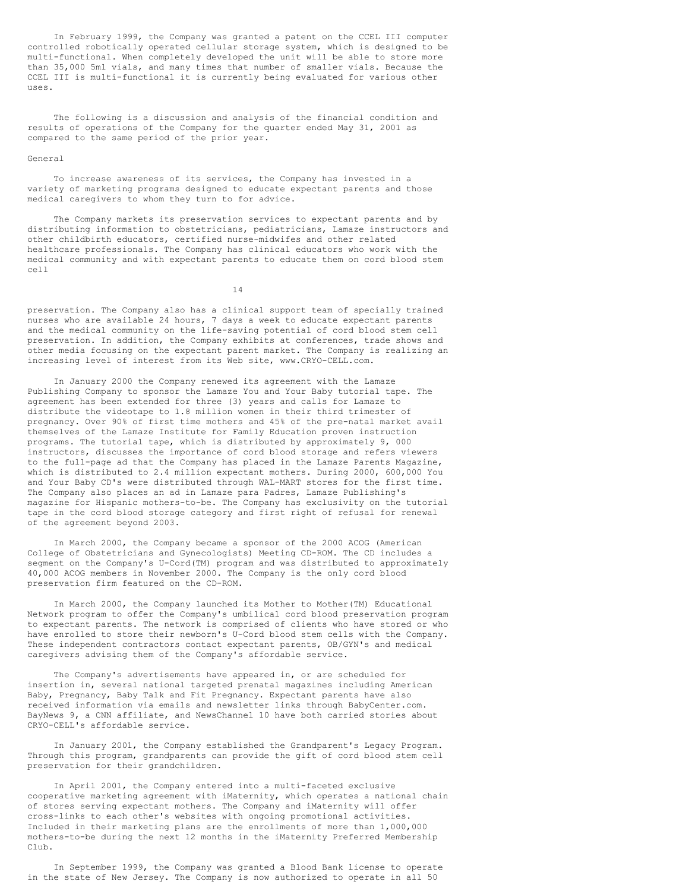In February 1999, the Company was granted a patent on the CCEL III computer controlled robotically operated cellular storage system, which is designed to be multi-functional. When completely developed the unit will be able to store more than 35,000 5ml vials, and many times that number of smaller vials. Because the CCEL III is multi-functional it is currently being evaluated for various other uses.

The following is a discussion and analysis of the financial condition and results of operations of the Company for the quarter ended May 31, 2001 as compared to the same period of the prior year.

General

To increase awareness of its services, the Company has invested in a variety of marketing programs designed to educate expectant parents and those medical caregivers to whom they turn to for advice.

The Company markets its preservation services to expectant parents and by distributing information to obstetricians, pediatricians, Lamaze instructors and other childbirth educators, certified nurse-midwifes and other related healthcare professionals. The Company has clinical educators who work with the medical community and with expectant parents to educate them on cord blood stem cell preservation. The Company also has a clinical support team of specially trained nurses who are available 24 hours, 7 days a week to educate expectant parents and the medical community on the life-saving potential of cord blood stem cell preservation. In addition, the Company exhibits at conferences, trade shows and other media focusing on the expectant parent market. The Company is realizing an increasing level of interest from its Web site, www.CRYO-CELL.com.

In January 2000 the Company renewed its agreement with the Lamaze Publishing Company to sponsor the Lamaze You and Your Baby tutorial tape. The agreement has been extended for three (3) years and calls for Lamaze to distribute the videotape to 1.8 million women in their third trimester of pregnancy. Over 90% of first time mothers and 45% of the pre-natal market avail themselves of the Lamaze Institute for Family Education proven instruction programs. The tutorial tape, which is distributed by approximately 9, 000 instructors, discusses the importance of cord blood storage and refers viewers to the full-page ad that the Company has placed in the Lamaze Parents Magazine, which is distributed to 2.4 million expectant mothers. During 2000, 600,000 You and Your Baby CD's were distributed through WAL-MART stores for the first time. The Company also places an ad in Lamaze para Padres, Lamaze Publishing's magazine for Hispanic mothers-to-be. The Company has exclusivity on the tutorial tape in the cord blood storage category and first right of refusal for renewal of the agreement beyond 2003.

In March 2000, the Company became a sponsor of the 2000 ACOG (American College of Obstetricians and Gynecologists) Meeting CD-ROM. The CD includes a segment on the Company's U-Cord(TM) program and was distributed to approximately 40,000 ACOG members in November 2000. The Company is the only cord blood preservation firm featured on the CD-ROM.

In March 2000, the Company launched its Mother to Mother(TM) Educational Network program to offer the Company's umbilical cord blood preservation program to expectant parents. The network is comprised of clients who have stored or who have enrolled to store their newborn's U-Cord blood stem cells with the Company. These independent contractors contact expectant parents, OB/GYN's and medical caregivers advising them of the Company's affordable service.

The Company's advertisements have appeared in, or are scheduled for insertion in, several national targeted prenatal magazines including American Baby, Pregnancy, Baby Talk and Fit Pregnancy. Expectant parents have also received information via emails and newsletter links through BabyCenter.com. BayNews 9, a CNN affiliate, and NewsChannel 10 have both carried stories about CRYO-CELL's affordable service.

In January 2001, the Company established the Grandparent's Legacy Program. Through this program, grandparents can provide the gift of cord blood stem cell preservation for their grandchildren.

In April 2001, the Company entered into a multi-faceted exclusive cooperative marketing agreement with iMaternity, which operates a national chain of stores serving expectant mothers. The Company and iMaternity will offer cross-links to each other's websites with ongoing promotional activities. Included in their marketing plans are the enrollments of more than 1,000,000 mothers-to-be during the next 12 months in the iMaternity Preferred Membership Club.

In September 1999, the Company was granted a Blood Bank license to operate in the state of New Jersey. The Company is now authorized to operate in all 50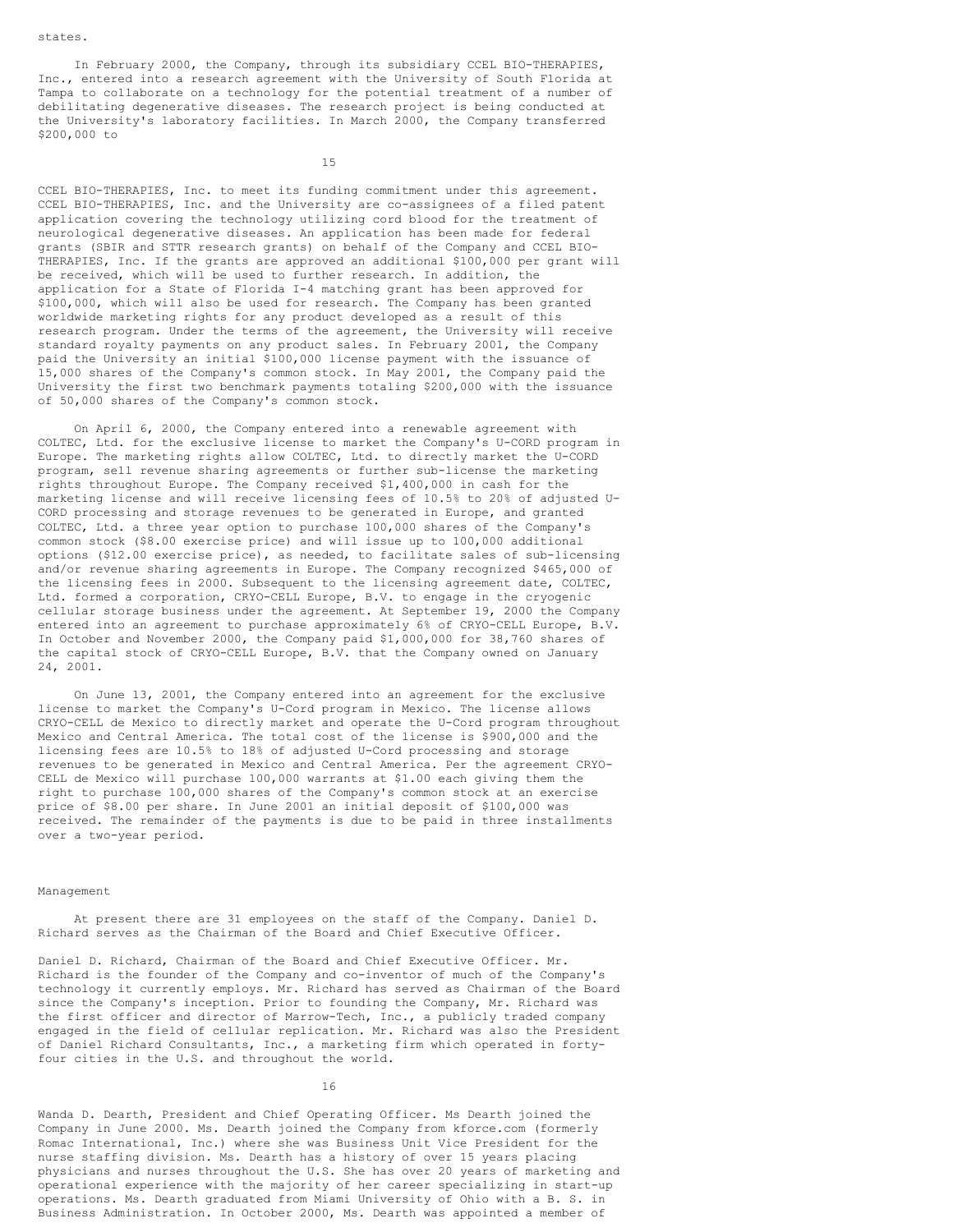states.

In February 2000, the Company, through its subsidiary CCEL BIO-THERAPIES, Inc., entered into a research agreement with the University of South Florida at Tampa to collaborate on a technology for the potential treatment of a number of debilitating degenerative diseases. The research project is being conducted at the University's laboratory facilities. In March 2000, the Company transferred $200,000 to CCEL BIO-THERAPIES, Inc. to meet its funding commitment under this agreement. CCEL BIO-THERAPIES, Inc. and the University are co-assignees of a filed patent application covering the technology utilizing cord blood for the treatment of neurological degenerative diseases. An application has been made for federal grants (SBIR and STTR research grants) on behalf of the Company and CCEL BIO-THERAPIES, Inc. If the grants are approved an additional $100,000 per grant will be received, which will be used to further research. In addition, the application for a State of Florida I-4 matching grant has been approved for $100,000, which will also be used for research. The Company has been granted worldwide marketing rights for any product developed as a result of this research program. Under the terms of the agreement, the University will receive standard royalty payments on any product sales. In February 2001, the Company paid the University an initial $100,000 license payment with the issuance of 15,000 shares of the Company's common stock. In May 2001, the Company paid the University the first two benchmark payments totaling $200,000 with the issuance of 50,000 shares of the Company's common stock.

On April 6, 2000, the Company entered into a renewable agreement with COLTEC, Ltd. for the exclusive license to market the Company's U-CORD program in Europe. The marketing rights allow COLTEC, Ltd. to directly market the U-CORD program, sell revenue sharing agreements or further sub-license the marketing rights throughout Europe. The Company received $1,400,000 in cash for the marketing license and will receive licensing fees of 10.5% to 20% of adjusted U-CORD processing and storage revenues to be generated in Europe, and granted COLTEC, Ltd. a three year option to purchase 100,000 shares of the Company's common stock ($8.00 exercise price) and will issue up to 100,000 additional options ($12.00 exercise price), as needed, to facilitate sales of sub-licensing and/or revenue sharing agreements in Europe. The Company recognized $465,000 of the licensing fees in 2000. Subsequent to the licensing agreement date, COLTEC, Ltd. formed a corporation, CRYO-CELL Europe, B.V. to engage in the cryogenic cellular storage business under the agreement. At September 19, 2000 the Company entered into an agreement to purchase approximately 6% of CRYO-CELL Europe, B.V. In October and November 2000, the Company paid $1,000,000 for 38,760 shares of the capital stock of CRYO-CELL Europe, B.V. that the Company owned on January 24, 2001.

On June 13, 2001, the Company entered into an agreement for the exclusive license to market the Company's U-Cord program in Mexico. The license allows CRYO-CELL de Mexico to directly market and operate the U-Cord program throughout Mexico and Central America. The total cost of the license is $900,000 and the licensing fees are 10.5% to 18% of adjusted U-Cord processing and storage revenues to be generated in Mexico and Central America. Per the agreement CRYO-CELL de Mexico will purchase 100,000 warrants at $1.00 each giving them the right to purchase 100,000 shares of the Company's common stock at an exercise price of $8.00 per share. In June 2001 an initial deposit of $100,000 was received. The remainder of the payments is due to be paid in three installments over a two-year period.

## Management

At present there are 31 employees on the staff of the Company. Daniel D. Richard serves as the Chairman of the Board and Chief Executive Officer.

Daniel D. Richard, Chairman of the Board and Chief Executive Officer. Mr. Richard is the founder of the Company and co-inventor of much of the Company's technology it currently employs. Mr. Richard has served as Chairman of the Board since the Company's inception. Prior to founding the Company, Mr. Richard was the first officer and director of Marrow-Tech, Inc., a publicly traded company engaged in the field of cellular replication. Mr. Richard was also the President of Daniel Richard Consultants, Inc., a marketing firm which operated in forty-four cities in the U.S. and throughout the world.

Wanda D. Dearth, President and Chief Operating Officer. Ms Dearth joined the Company in June 2000. Ms. Dearth joined the Company from kforce.com (formerly Romac International, Inc.) where she was Business Unit Vice President for the nurse staffing division. Ms. Dearth has a history of over 15 years placing physicians and nurses throughout the U.S. She has over 20 years of marketing and operational experience with the majority of her career specializing in start-up operations. Ms. Dearth graduated from Miami University of Ohio with a B. S. in Business Administration. In October 2000, Ms. Dearth was appointed a member of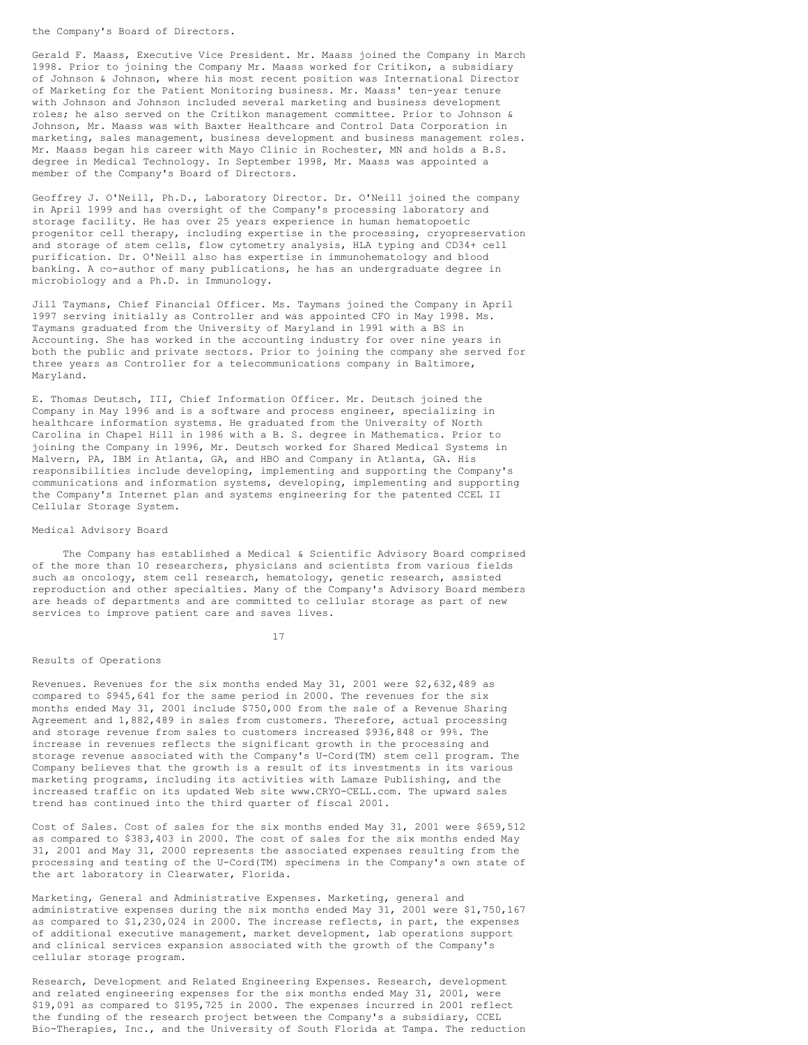the Company's Board of Directors.

Gerald F. Maass, Executive Vice President. Mr. Maass joined the Company in March 1998. Prior to joining the Company Mr. Maass worked for Critikon, a subsidiary of Johnson & Johnson, where his most recent position was International Director of Marketing for the Patient Monitoring business. Mr. Maass' ten-year tenure with Johnson and Johnson included several marketing and business development roles; he also served on the Critikon management committee. Prior to Johnson & Johnson, Mr. Maass was with Baxter Healthcare and Control Data Corporation in marketing, sales management, business development and business management roles. Mr. Maass began his career with Mayo Clinic in Rochester, MN and holds a B.S. degree in Medical Technology. In September 1998, Mr. Maass was appointed a member of the Company's Board of Directors.

Geoffrey J. O'Neill, Ph.D., Laboratory Director. Dr. O'Neill joined the company in April 1999 and has oversight of the Company's processing laboratory and storage facility. He has over 25 years experience in human hematopoetic progenitor cell therapy, including expertise in the processing, cryopreservation and storage of stem cells, flow cytometry analysis, HLA typing and CD34+ cell purification. Dr. O'Neill also has expertise in immunohematology and blood banking. A co-author of many publications, he has an undergraduate degree in microbiology and a Ph.D. in Immunology.

Jill Taymans, Chief Financial Officer. Ms. Taymans joined the Company in April 1997 serving initially as Controller and was appointed CFO in May 1998. Ms. Taymans graduated from the University of Maryland in 1991 with a BS in Accounting. She has worked in the accounting industry for over nine years in both the public and private sectors. Prior to joining the company she served for three years as Controller for a telecommunications company in Baltimore, Maryland.

E. Thomas Deutsch, III, Chief Information Officer. Mr. Deutsch joined the Company in May 1996 and is a software and process engineer, specializing in healthcare information systems. He graduated from the University of North Carolina in Chapel Hill in 1986 with a B. S. degree in Mathematics. Prior to joining the Company in 1996, Mr. Deutsch worked for Shared Medical Systems in Malvern, PA, IBM in Atlanta, GA, and HBO and Company in Atlanta, GA. His responsibilities include developing, implementing and supporting the Company's communications and information systems, developing, implementing and supporting the Company's Internet plan and systems engineering for the patented CCEL II Cellular Storage System.

## Medical Advisory Board

The Company has established a Medical & Scientific Advisory Board comprised of the more than 10 researchers, physicians and scientists from various fields such as oncology, stem cell research, hematology, genetic research, assisted reproduction and other specialties. Many of the Company's Advisory Board members are heads of departments and are committed to cellular storage as part of new services to improve patient care and saves lives.

## Results of Operations

Revenues. Revenues for the six months ended May 31, 2001 were $2,632,489 as compared to $945,641 for the same period in 2000. The revenues for the six months ended May 31, 2001 include $750,000 from the sale of a Revenue Sharing Agreement and 1,882,489 in sales from customers. Therefore, actual processing and storage revenue from sales to customers increased $936,848 or 99%. The increase in revenues reflects the significant growth in the processing and storage revenue associated with the Company's U-Cord(TM) stem cell program. The Company believes that the growth is a result of its investments in its various marketing programs, including its activities with Lamaze Publishing, and the increased traffic on its updated Web site www.CRYO-CELL.com. The upward sales trend has continued into the third quarter of fiscal 2001.

Cost of Sales. Cost of sales for the six months ended May 31, 2001 were $659,512 as compared to $383,403 in 2000. The cost of sales for the six months ended May 31, 2001 and May 31, 2000 represents the associated expenses resulting from the processing and testing of the U-Cord(TM) specimens in the Company's own state of the art laboratory in Clearwater, Florida.

Marketing, General and Administrative Expenses. Marketing, general and administrative expenses during the six months ended May 31, 2001 were $1,750,167 as compared to $1,230,024 in 2000. The increase reflects, in part, the expenses of additional executive management, market development, lab operations support and clinical services expansion associated with the growth of the Company's cellular storage program.

Research, Development and Related Engineering Expenses. Research, development and related engineering expenses for the six months ended May 31, 2001, were $19,091 as compared to $195,725 in 2000. The expenses incurred in 2001 reflect the funding of the research project between the Company's a subsidiary, CCEL Bio-Therapies, Inc., and the University of South Florida at Tampa. The reduction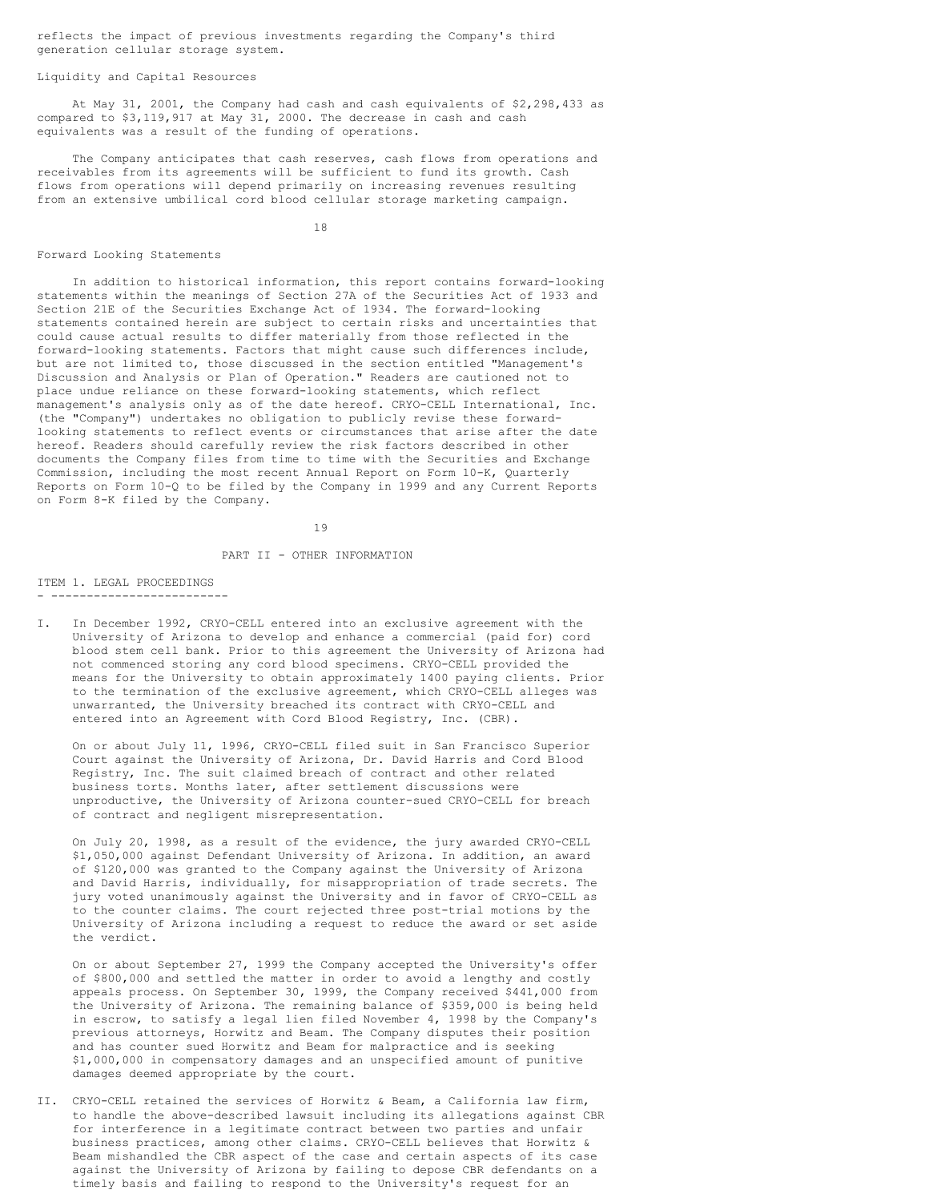reflects the impact of previous investments regarding the Company's third generation cellular storage system.

Liquidity and Capital Resources

At May 31, 2001, the Company had cash and cash equivalents of $2,298,433 as compared to $3,119,917 at May 31, 2000. The decrease in cash and cash equivalents was a result of the funding of operations.

The Company anticipates that cash reserves, cash flows from operations and receivables from its agreements will be sufficient to fund its growth. Cash flows from operations will depend primarily on increasing revenues resulting from an extensive umbilical cord blood cellular storage marketing campaign.

Forward Looking Statements

In addition to historical information, this report contains forward-looking statements within the meanings of Section 27A of the Securities Act of 1933 and Section 21E of the Securities Exchange Act of 1934. The forward-looking statements contained herein are subject to certain risks and uncertainties that could cause actual results to differ materially from those reflected in the forward-looking statements. Factors that might cause such differences include, but are not limited to, those discussed in the section entitled "Management's Discussion and Analysis or Plan of Operation." Readers are cautioned not to place undue reliance on these forward-looking statements, which reflect management's analysis only as of the date hereof. CRYO-CELL International, Inc. (the "Company") undertakes no obligation to publicly revise these forward-looking statements to reflect events or circumstances that arise after the date hereof. Readers should carefully review the risk factors described in other documents the Company files from time to time with the Securities and Exchange Commission, including the most recent Annual Report on Form 10-K, Quarterly Reports on Form 10-Q to be filed by the Company in 1999 and any Current Reports on Form 8-K filed by the Company.

## PART II - OTHER INFORMATION

### ITEM 1. LEGAL PROCEEDINGS

I. In December 1992, CRYO-CELL entered into an exclusive agreement with the University of Arizona to develop and enhance a commercial (paid for) cord blood stem cell bank. Prior to this agreement the University of Arizona had not commenced storing any cord blood specimens. CRYO-CELL provided the means for the University to obtain approximately 1400 paying clients. Prior to the termination of the exclusive agreement, which CRYO-CELL alleges was unwarranted, the University breached its contract with CRYO-CELL and entered into an Agreement with Cord Blood Registry, Inc. (CBR).

   On or about July 11, 1996, CRYO-CELL filed suit in San Francisco Superior Court against the University of Arizona, Dr. David Harris and Cord Blood Registry, Inc. The suit claimed breach of contract and other related business torts. Months later, after settlement discussions were unproductive, the University of Arizona counter-sued CRYO-CELL for breach of contract and negligent misrepresentation.

   On July 20, 1998, as a result of the evidence, the jury awarded CRYO-CELL $1,050,000 against Defendant University of Arizona. In addition, an award of $120,000 was granted to the Company against the University of Arizona and David Harris, individually, for misappropriation of trade secrets. The jury voted unanimously against the University and in favor of CRYO-CELL as to the counter claims. The court rejected three post-trial motions by the University of Arizona including a request to reduce the award or set aside the verdict.

   On or about September 27, 1999 the Company accepted the University's offer of $800,000 and settled the matter in order to avoid a lengthy and costly appeals process. On September 30, 1999, the Company received $441,000 from the University of Arizona. The remaining balance of $359,000 is being held in escrow, to satisfy a legal lien filed November 4, 1998 by the Company's previous attorneys, Horwitz and Beam. The Company disputes their position and has counter sued Horwitz and Beam for malpractice and is seeking $1,000,000 in compensatory damages and an unspecified amount of punitive damages deemed appropriate by the court.

II. CRYO-CELL retained the services of Horwitz & Beam, a California law firm, to handle the above-described lawsuit including its allegations against CBR for interference in a legitimate contract between two parties and unfair business practices, among other claims. CRYO-CELL believes that Horwitz & Beam mishandled the CBR aspect of the case and certain aspects of its case against the University of Arizona by failing to depose CBR defendants on a timely basis and failing to respond to the University's request for an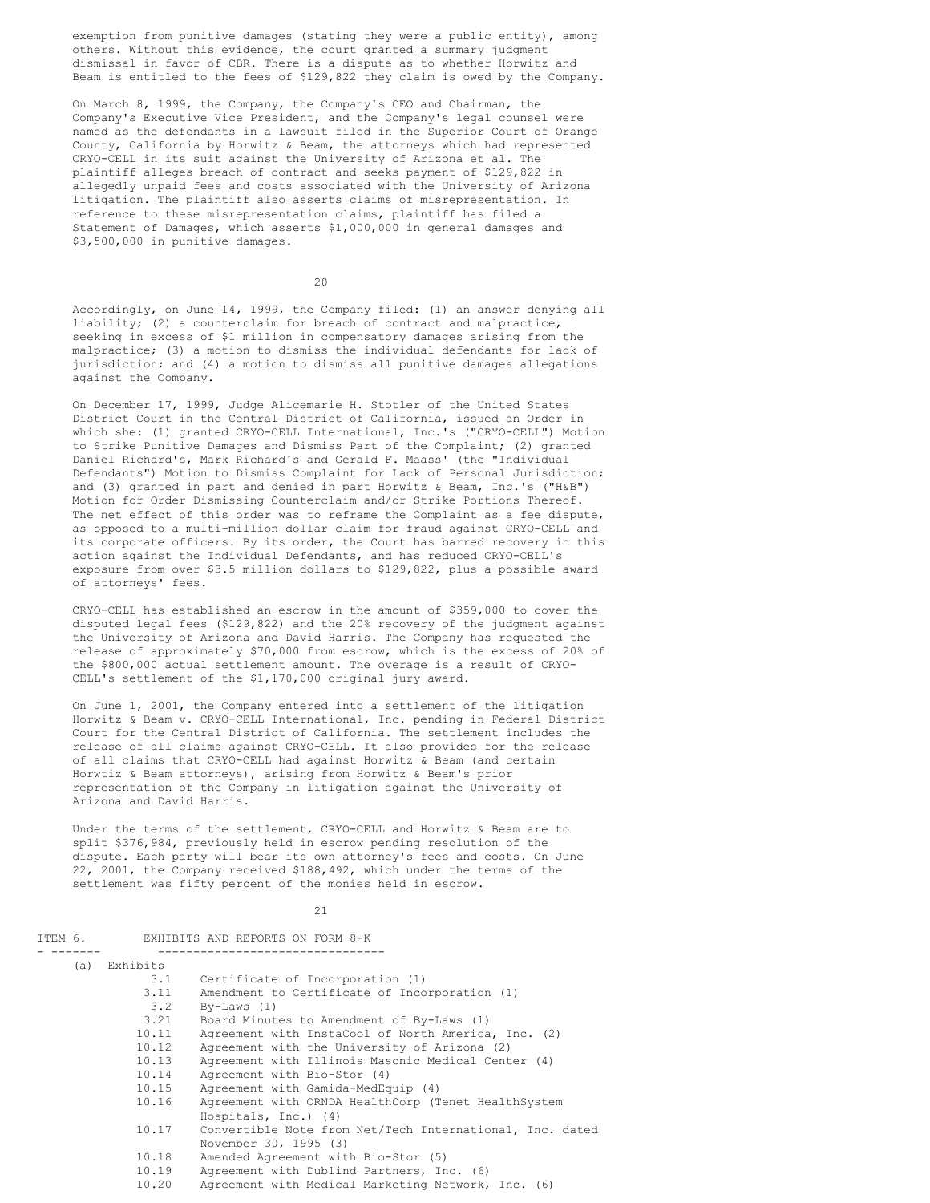exemption from punitive damages (stating they were a public entity), among others. Without this evidence, the court granted a summary judgment dismissal in favor of CBR. There is a dispute as to whether Horwitz and Beam is entitled to the fees of $129,822 they claim is owed by the Company.

On March 8, 1999, the Company, the Company's CEO and Chairman, the Company's Executive Vice President, and the Company's legal counsel were named as the defendants in a lawsuit filed in the Superior Court of Orange County, California by Horwitz & Beam, the attorneys which had represented CRYO-CELL in its suit against the University of Arizona et al. The plaintiff alleges breach of contract and seeks payment of $129,822 in allegedly unpaid fees and costs associated with the University of Arizona litigation. The plaintiff also asserts claims of misrepresentation. In reference to these misrepresentation claims, plaintiff has filed a Statement of Damages, which asserts $1,000,000 in general damages and $3,500,000 in punitive damages.

Accordingly, on June 14, 1999, the Company filed: (1) an answer denying all liability; (2) a counterclaim for breach of contract and malpractice, seeking in excess of $1 million in compensatory damages arising from the malpractice; (3) a motion to dismiss the individual defendants for lack of jurisdiction; and (4) a motion to dismiss all punitive damages allegations against the Company.

On December 17, 1999, Judge Alicemarie H. Stotler of the United States District Court in the Central District of California, issued an Order in which she: (1) granted CRYO-CELL International, Inc.'s ("CRYO-CELL") Motion to Strike Punitive Damages and Dismiss Part of the Complaint; (2) granted Daniel Richard's, Mark Richard's and Gerald F. Maass' (the "Individual Defendants") Motion to Dismiss Complaint for Lack of Personal Jurisdiction; and (3) granted in part and denied in part Horwitz & Beam, Inc.'s ("H&B") Motion for Order Dismissing Counterclaim and/or Strike Portions Thereof. The net effect of this order was to reframe the Complaint as a fee dispute, as opposed to a multi-million dollar claim for fraud against CRYO-CELL and its corporate officers. By its order, the Court has barred recovery in this action against the Individual Defendants, and has reduced CRYO-CELL's exposure from over $3.5 million dollars to $129,822, plus a possible award of attorneys' fees.

CRYO-CELL has established an escrow in the amount of $359,000 to cover the disputed legal fees ($129,822) and the 20% recovery of the judgment against the University of Arizona and David Harris. The Company has requested the release of approximately $70,000 from escrow, which is the excess of 20% of the $800,000 actual settlement amount. The overage is a result of CRYO-CELL's settlement of the $1,170,000 original jury award.

On June 1, 2001, the Company entered into a settlement of the litigation Horwitz & Beam v. CRYO-CELL International, Inc. pending in Federal District Court for the Central District of California. The settlement includes the release of all claims against CRYO-CELL. It also provides for the release of all claims that CRYO-CELL had against Horwitz & Beam (and certain Horwtiz & Beam attorneys), arising from Horwitz & Beam's prior representation of the Company in litigation against the University of Arizona and David Harris.

Under the terms of the settlement, CRYO-CELL and Horwitz & Beam are to split $376,984, previously held in escrow pending resolution of the dispute. Each party will bear its own attorney's fees and costs. On June 22, 2001, the Company received $188,492, which under the terms of the settlement was fifty percent of the monies held in escrow.

## ITEM 6. EXHIBITS AND REPORTS ON FORM 8-K

(a) Exhibits

| | |
|---|---|
| 3.1 | Certificate of Incorporation (1) |
| 3.11 | Amendment to Certificate of Incorporation (1) |
| 3.2 | By-Laws (1) |
| 3.21 | Board Minutes to Amendment of By-Laws (1) |
| 10.11 | Agreement with InstaCool of North America, Inc. (2) |
| 10.12 | Agreement with the University of Arizona (2) |
| 10.13 | Agreement with Illinois Masonic Medical Center (4) |
| 10.14 | Agreement with Bio-Stor (4) |
| 10.15 | Agreement with Gamida-MedEquip (4) |
| 10.16 | Agreement with ORNDA HealthCorp (Tenet HealthSystem Hospitals, Inc.) (4) |
| 10.17 | Convertible Note from Net/Tech International, Inc. dated November 30, 1995 (3) |
| 10.18 | Amended Agreement with Bio-Stor (5) |
| 10.19 | Agreement with Dublind Partners, Inc. (6) |
| 10.20 | Agreement with Medical Marketing Network, Inc. (6) |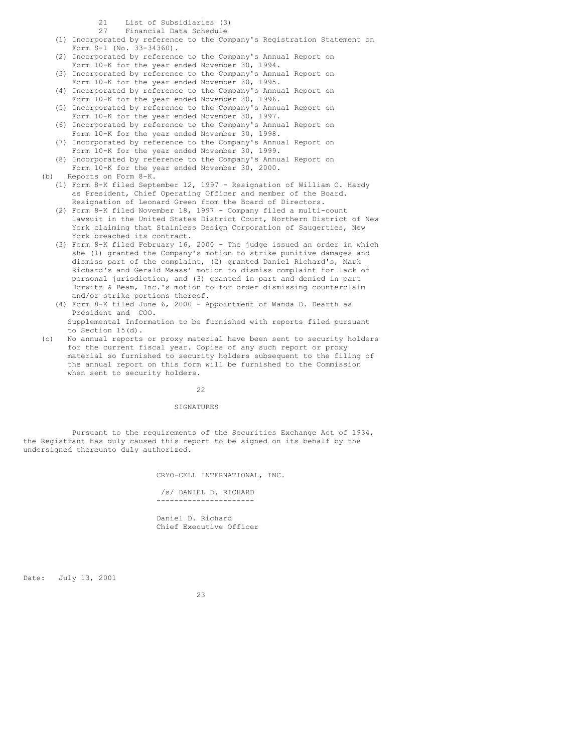21 List of Subsidiaries (3)

27 Financial Data Schedule

(1) Incorporated by reference to the Company's Registration Statement on Form S-1 (No. 33-34360).

(2) Incorporated by reference to the Company's Annual Report on Form 10-K for the year ended November 30, 1994.

(3) Incorporated by reference to the Company's Annual Report on Form 10-K for the year ended November 30, 1995.

(4) Incorporated by reference to the Company's Annual Report on Form 10-K for the year ended November 30, 1996.

(5) Incorporated by reference to the Company's Annual Report on Form 10-K for the year ended November 30, 1997.

(6) Incorporated by reference to the Company's Annual Report on Form 10-K for the year ended November 30, 1998.

(7) Incorporated by reference to the Company's Annual Report on Form 10-K for the year ended November 30, 1999.

(8) Incorporated by reference to the Company's Annual Report on Form 10-K for the year ended November 30, 2000.

(b) Reports on Form 8-K.

(1) Form 8-K filed September 12, 1997 - Resignation of William C. Hardy as President, Chief Operating Officer and member of the Board. Resignation of Leonard Green from the Board of Directors.

(2) Form 8-K filed November 18, 1997 - Company filed a multi-count lawsuit in the United States District Court, Northern District of New York claiming that Stainless Design Corporation of Saugerties, New York breached its contract.

(3) Form 8-K filed February 16, 2000 - The judge issued an order in which she (1) granted the Company's motion to strike punitive damages and dismiss part of the complaint, (2) granted Daniel Richard's, Mark Richard's and Gerald Maass' motion to dismiss complaint for lack of personal jurisdiction, and (3) granted in part and denied in part Horwitz & Beam, Inc.'s motion to for order dismissing counterclaim and/or strike portions thereof.

(4) Form 8-K filed June 6, 2000 - Appointment of Wanda D. Dearth as President and COO.

Supplemental Information to be furnished with reports filed pursuant to Section 15(d).

(c) No annual reports or proxy material have been sent to security holders for the current fiscal year. Copies of any such report or proxy material so furnished to security holders subsequent to the filing of the annual report on this form will be furnished to the Commission when sent to security holders.

## SIGNATURES

Pursuant to the requirements of the Securities Exchange Act of 1934, the Registrant has duly caused this report to be signed on its behalf by the undersigned thereunto duly authorized.

CRYO-CELL INTERNATIONAL, INC.

/s/ DANIEL D. RICHARD

---------------------

Daniel D. Richard
Chief Executive Officer

Date: July 13, 2001